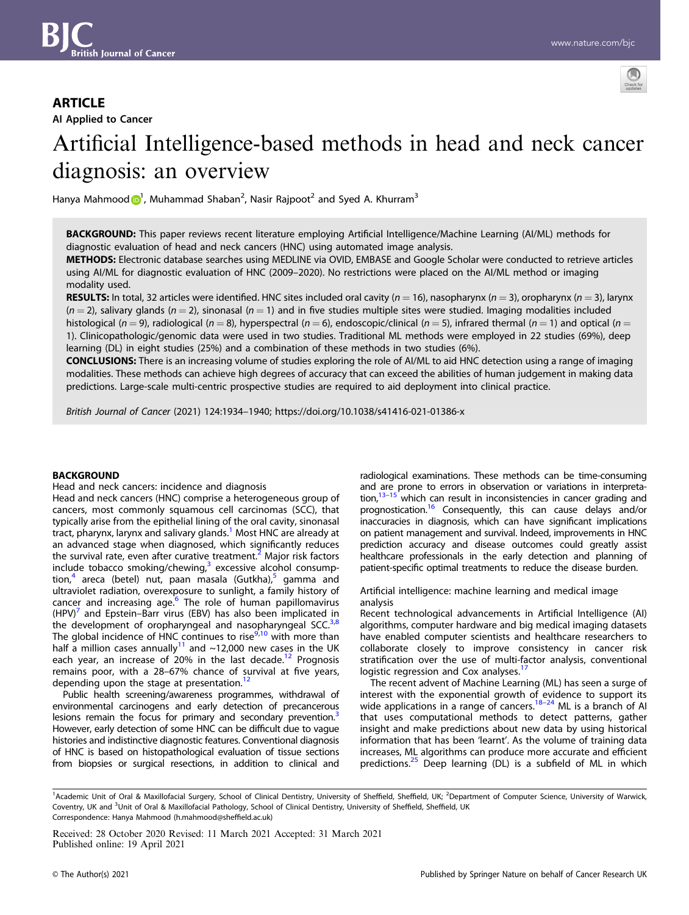## ARTICLE

AI Applied to Cancer

# Artificial Intelligence-based methods in head and neck cancer diagnosis: an overview

Hanya Mahmood[1], Muhammad Shaban[2], Nasir Rajpoot[2] and Syed A. Khurram[3]

**BACKGROUND:** This paper reviews recent literature employing Artificial Intelligence/Machine Learning (AI/ML) methods for diagnostic evaluation of head and neck cancers (HNC) using automated image analysis.

**METHODS:** Electronic database searches using MEDLINE via OVID, EMBASE and Google Scholar were conducted to retrieve articles using AI/ML for diagnostic evaluation of HNC (2009–2020). No restrictions were placed on the AI/ML method or imaging modality used.

**RESULTS:** In total, 32 articles were identified. HNC sites included oral cavity ($n = 16$), nasopharynx ($n = 3$), oropharynx ($n = 3$), larynx ($n = 2$), salivary glands ($n = 2$), sinonasal ($n = 1$) and in five studies multiple sites were studied. Imaging modalities included histological ($n = 9$), radiological ($n = 8$), hyperspectral ($n = 6$), endoscopic/clinical ($n = 5$), infrared thermal ($n = 1$) and optical ($n = 1$). Clinicopathologic/genomic data were used in two studies. Traditional ML methods were employed in 22 studies (69%), deep learning (DL) in eight studies (25%) and a combination of these methods in two studies (6%).

**CONCLUSIONS:** There is an increasing volume of studies exploring the role of AI/ML to aid HNC detection using a range of imaging modalities. These methods can achieve high degrees of accuracy that can exceed the abilities of human judgement in making data predictions. Large-scale multi-centric prospective studies are required to aid deployment into clinical practice.

*British Journal of Cancer* (2021) 124:1934–1940; https://doi.org/10.1038/s41416-021-01386-x

## BACKGROUND

### Head and neck cancers: incidence and diagnosis

Head and neck cancers (HNC) comprise a heterogeneous group of cancers, most commonly squamous cell carcinomas (SCC), that typically arise from the epithelial lining of the oral cavity, sinonasal tract, pharynx, larynx and salivary glands.[1] Most HNC are already at an advanced stage when diagnosed, which significantly reduces the survival rate, even after curative treatment.[2] Major risk factors include tobacco smoking/chewing,[3] excessive alcohol consumption,[4] areca (betel) nut, paan masala (Gutkha),[5] gamma and ultraviolet radiation, overexposure to sunlight, a family history of cancer and increasing age.[6] The role of human papillomavirus (HPV)[7] and Epstein–Barr virus (EBV) has also been implicated in the development of oropharyngeal and nasopharyngeal SCC.[3,8] The global incidence of HNC continues to rise[9,10] with more than half a million cases annually[11] and ~12,000 new cases in the UK each year, an increase of 20% in the last decade.[12] Prognosis remains poor, with a 28–67% chance of survival at five years, depending upon the stage at presentation.[12]

Public health screening/awareness programmes, withdrawal of environmental carcinogens and early detection of precancerous lesions remain the focus for primary and secondary prevention.[3] However, early detection of some HNC can be difficult due to vague histories and indistinctive diagnostic features. Conventional diagnosis of HNC is based on histopathological evaluation of tissue sections from biopsies or surgical resections, in addition to clinical and radiological examinations. These methods can be time-consuming and are prone to errors in observation or variations in interpretation,[13–15] which can result in inconsistencies in cancer grading and prognostication.[16] Consequently, this can cause delays and/or inaccuracies in diagnosis, which can have significant implications on patient management and survival. Indeed, improvements in HNC prediction accuracy and disease outcomes could greatly assist healthcare professionals in the early detection and planning of patient-specific optimal treatments to reduce the disease burden.

### Artificial intelligence: machine learning and medical image analysis

Recent technological advancements in Artificial Intelligence (AI) algorithms, computer hardware and big medical imaging datasets have enabled computer scientists and healthcare researchers to collaborate closely to improve consistency in cancer risk stratification over the use of multi-factor analysis, conventional logistic regression and Cox analyses.[17]

The recent advent of Machine Learning (ML) has seen a surge of interest with the exponential growth of evidence to support its wide applications in a range of cancers.[18–24] ML is a branch of AI that uses computational methods to detect patterns, gather insight and make predictions about new data by using historical information that has been 'learnt'. As the volume of training data increases, ML algorithms can produce more accurate and efficient predictions.[25] Deep learning (DL) is a subfield of ML in which

---

[1]Academic Unit of Oral & Maxillofacial Surgery, School of Clinical Dentistry, University of Sheffield, Sheffield, UK; [2]Department of Computer Science, University of Warwick, Coventry, UK and [3]Unit of Oral & Maxillofacial Pathology, School of Clinical Dentistry, University of Sheffield, Sheffield, UK
Correspondence: Hanya Mahmood (h.mahmood@sheffield.ac.uk)

Received: 28 October 2020 Revised: 11 March 2021 Accepted: 31 March 2021
Published online: 19 April 2021

© The Author(s) 2021 Published by Springer Nature on behalf of Cancer Research UK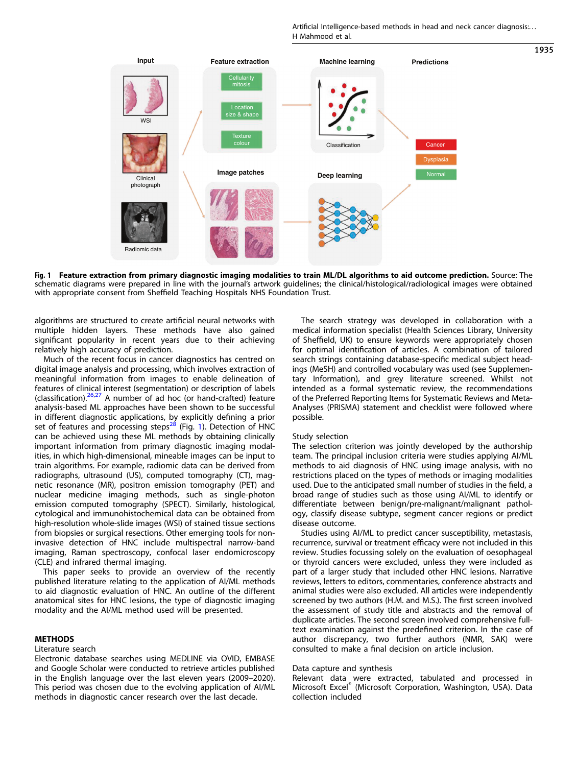Fig. 1 **Feature extraction from primary diagnostic imaging modalities to train ML/DL algorithms to aid outcome prediction.** Source: The schematic diagrams were prepared in line with the journal's artwork guidelines; the clinical/histological/radiological images were obtained with appropriate consent from Sheffield Teaching Hospitals NHS Foundation Trust.

algorithms are structured to create artificial neural networks with multiple hidden layers. These methods have also gained significant popularity in recent years due to their achieving relatively high accuracy of prediction.

Much of the recent focus in cancer diagnostics has centred on digital image analysis and processing, which involves extraction of meaningful information from images to enable delineation of features of clinical interest (segmentation) or description of labels (classification).[26,27] A number of ad hoc (or hand-crafted) feature analysis-based ML approaches have been shown to be successful in different diagnostic applications, by explicitly defining a prior set of features and processing steps[28] (Fig. 1). Detection of HNC can be achieved using these ML methods by obtaining clinically important information from primary diagnostic imaging modalities, in which high-dimensional, mineable images can be input to train algorithms. For example, radiomic data can be derived from radiographs, ultrasound (US), computed tomography (CT), magnetic resonance (MR), positron emission tomography (PET) and nuclear medicine imaging methods, such as single-photon emission computed tomography (SPECT). Similarly, histological, cytological and immunohistochemical data can be obtained from high-resolution whole-slide images (WSI) of stained tissue sections from biopsies or surgical resections. Other emerging tools for non-invasive detection of HNC include multispectral narrow-band imaging, Raman spectroscopy, confocal laser endomicroscopy (CLE) and infrared thermal imaging.

This paper seeks to provide an overview of the recently published literature relating to the application of AI/ML methods to aid diagnostic evaluation of HNC. An outline of the different anatomical sites for HNC lesions, the type of diagnostic imaging modality and the AI/ML method used will be presented.

## METHODS

### Literature search

Electronic database searches using MEDLINE via OVID, EMBASE and Google Scholar were conducted to retrieve articles published in the English language over the last eleven years (2009–2020). This period was chosen due to the evolving application of AI/ML methods in diagnostic cancer research over the last decade.

The search strategy was developed in collaboration with a medical information specialist (Health Sciences Library, University of Sheffield, UK) to ensure keywords were appropriately chosen for optimal identification of articles. A combination of tailored search strings containing database-specific medical subject headings (MeSH) and controlled vocabulary was used (see Supplementary Information), and grey literature screened. Whilst not intended as a formal systematic review, the recommendations of the Preferred Reporting Items for Systematic Reviews and Meta-Analyses (PRISMA) statement and checklist were followed where possible.

### Study selection

The selection criterion was jointly developed by the authorship team. The principal inclusion criteria were studies applying AI/ML methods to aid diagnosis of HNC using image analysis, with no restrictions placed on the types of methods or imaging modalities used. Due to the anticipated small number of studies in the field, a broad range of studies such as those using AI/ML to identify or differentiate between benign/pre-malignant/malignant pathology, classify disease subtype, segment cancer regions or predict disease outcome.

Studies using AI/ML to predict cancer susceptibility, metastasis, recurrence, survival or treatment efficacy were not included in this review. Studies focussing solely on the evaluation of oesophageal or thyroid cancers were excluded, unless they were included as part of a larger study that included other HNC lesions. Narrative reviews, letters to editors, commentaries, conference abstracts and animal studies were also excluded. All articles were independently screened by two authors (H.M. and M.S.). The first screen involved the assessment of study title and abstracts and the removal of duplicate articles. The second screen involved comprehensive full-text examination against the predefined criterion. In the case of author discrepancy, two further authors (NMR, SAK) were consulted to make a final decision on article inclusion.

### Data capture and synthesis

Relevant data were extracted, tabulated and processed in Microsoft Excel® (Microsoft Corporation, Washington, USA). Data collection included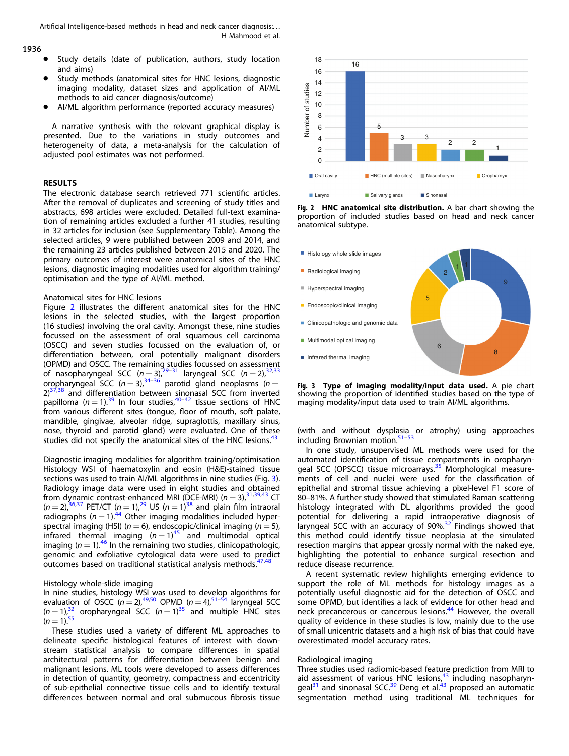- Study details (date of publication, authors, study location and aims)
- Study methods (anatomical sites for HNC lesions, diagnostic imaging modality, dataset sizes and application of AI/ML methods to aid cancer diagnosis/outcome)
- AI/ML algorithm performance (reported accuracy measures)

A narrative synthesis with the relevant graphical display is presented. Due to the variations in study outcomes and heterogeneity of data, a meta-analysis for the calculation of adjusted pool estimates was not performed.

## RESULTS

The electronic database search retrieved 771 scientific articles. After the removal of duplicates and screening of study titles and abstracts, 698 articles were excluded. Detailed full-text examination of remaining articles excluded a further 41 studies, resulting in 32 articles for inclusion (see Supplementary Table). Among the selected articles, 9 were published between 2009 and 2014, and the remaining 23 articles published between 2015 and 2020. The primary outcomes of interest were anatomical sites of the HNC lesions, diagnostic imaging modalities used for algorithm training/optimisation and the type of AI/ML method.

### Anatomical sites for HNC lesions

Figure 2 illustrates the different anatomical sites for the HNC lesions in the selected studies, with the largest proportion (16 studies) involving the oral cavity. Amongst these, nine studies focussed on the assessment of oral squamous cell carcinoma (OSCC) and seven studies focussed on the evaluation of, or differentiation between, oral potentially malignant disorders (OPMD) and OSCC. The remaining studies focussed on assessment of nasopharyngeal SCC ($n = 3$),[29–31] laryngeal SCC ($n = 2$),[32,33] oropharyngeal SCC ($n = 3$),[34–36] parotid gland neoplasms ($n = 2$)[37,38] and differentiation between sinonasal SCC from inverted papilloma ($n = 1$).[39] In four studies,[40–42] tissue sections of HNC from various different sites (tongue, floor of mouth, soft palate, mandible, gingivae, alveolar ridge, supraglottis, maxillary sinus, nose, thyroid and parotid gland) were evaluated. One of these studies did not specify the anatomical sites of the HNC lesions.[43]

### Diagnostic imaging modalities for algorithm training/optimisation

Histology WSI of haematoxylin and eosin (H&E)-stained tissue sections was used to train AI/ML algorithms in nine studies (Fig. 3). Radiology image data were used in eight studies and obtained from dynamic contrast-enhanced MRI (DCE-MRI) ($n = 3$),[31,39,43] CT ($n = 2$),[36,37] PET/CT ($n = 1$),[29] US ($n = 1$)[38] and plain film intraoral radiographs ($n = 1$).[44] Other imaging modalities included hyperspectral imaging (HSI) ($n = 6$), endoscopic/clinical imaging ($n = 5$), infrared thermal imaging ($n = 1$)[45] and multimodal optical imaging ($n = 1$).[46] In the remaining two studies, clinicopathologic, genomic and exfoliative cytological data were used to predict outcomes based on traditional statistical analysis methods.[47,48]

**Fig. 2 HNC anatomical site distribution.** A bar chart showing the proportion of included studies based on head and neck cancer anatomical subtype.

**Fig. 3 Type of imaging modality/input data used.** A pie chart showing the proportion of identified studies based on the type of maging modality/input data used to train AI/ML algorithms.

### Histology whole-slide imaging

In nine studies, histology WSI was used to develop algorithms for evaluation of OSCC ($n = 2$),[49,50] OPMD ($n = 4$),[51–54] laryngeal SCC ($n = 1$),[32] oropharyngeal SCC ($n = 1$)[35] and multiple HNC sites ($n = 1$).[55]

These studies used a variety of different ML approaches to delineate specific histological features of interest with downstream statistical analysis to compare differences in spatial architectural patterns for differentiation between benign and malignant lesions. ML tools were developed to assess differences in detection of quantity, geometry, compactness and eccentricity of sub-epithelial connective tissue cells and to identify textural differences between normal and oral submucous fibrosis tissue (with and without dysplasia or atrophy) using approaches including Brownian motion.[51–53]

In one study, unsupervised ML methods were used for the automated identification of tissue compartments in oropharyngeal SCC (OPSCC) tissue microarrays.[35] Morphological measurements of cell and nuclei were used for the classification of epithelial and stromal tissue achieving a pixel-level F1 score of 80–81%. A further study showed that stimulated Raman scattering histology integrated with DL algorithms provided the good potential for delivering a rapid intraoperative diagnosis of laryngeal SCC with an accuracy of 90%.[32] Findings showed that this method could identify tissue neoplasia at the simulated resection margins that appear grossly normal with the naked eye, highlighting the potential to enhance surgical resection and reduce disease recurrence.

A recent systematic review highlights emerging evidence to support the role of ML methods for histology images as a potentially useful diagnostic aid for the detection of OSCC and some OPMD, but identifies a lack of evidence for other head and neck precancerous or cancerous lesions.[44] However, the overall quality of evidence in these studies is low, mainly due to the use of small unicentric datasets and a high risk of bias that could have overestimated model accuracy rates.

### Radiological imaging

Three studies used radiomic-based feature prediction from MRI to aid assessment of various HNC lesions,[43] including nasopharyngeal[31] and sinonasal SCC.[39] Deng et al.[43] proposed an automatic segmentation method using traditional ML techniques for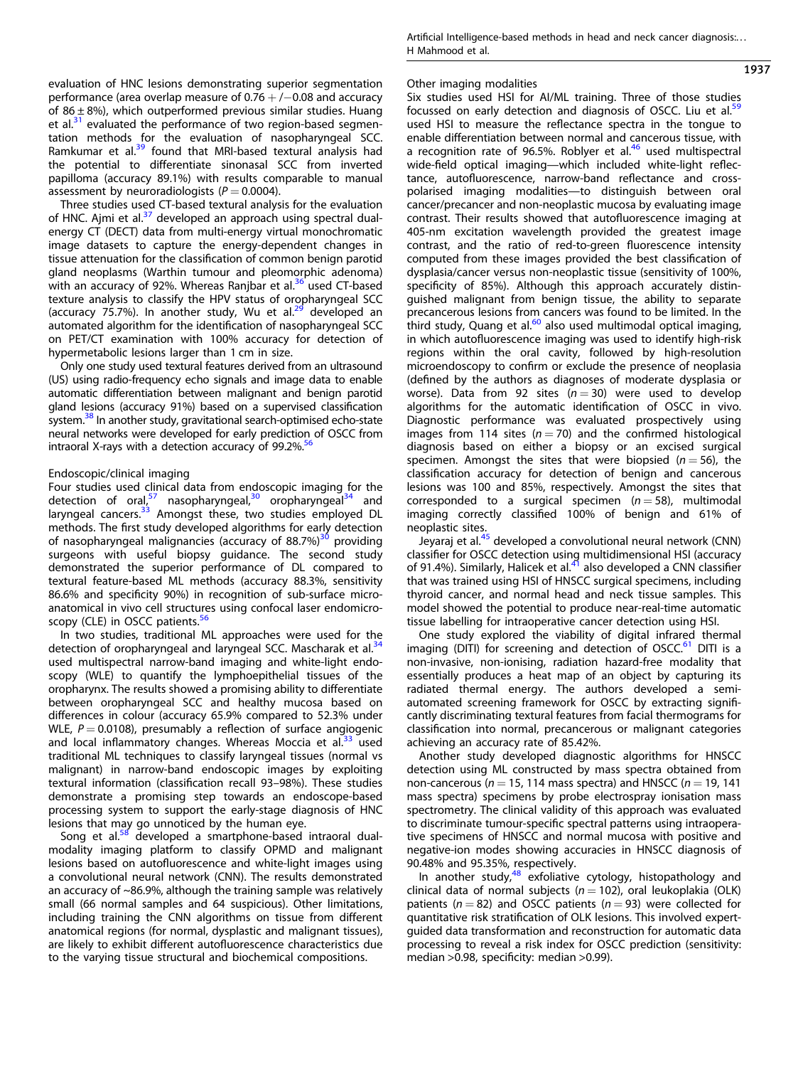evaluation of HNC lesions demonstrating superior segmentation performance (area overlap measure of 0.76 +/−0.08 and accuracy of 86 ± 8%), which outperformed previous similar studies. Huang et al.[31] evaluated the performance of two region-based segmentation methods for the evaluation of nasopharyngeal SCC. Ramkumar et al.[39] found that MRI-based textural analysis had the potential to differentiate sinonasal SCC from inverted papilloma (accuracy 89.1%) with results comparable to manual assessment by neuroradiologists ($P = 0.0004$).

Three studies used CT-based textural analysis for the evaluation of HNC. Ajmi et al.[37] developed an approach using spectral dual-energy CT (DECT) data from multi-energy virtual monochromatic image datasets to capture the energy-dependent changes in tissue attenuation for the classification of common benign parotid gland neoplasms (Warthin tumour and pleomorphic adenoma) with an accuracy of 92%. Whereas Ranjbar et al.[36] used CT-based texture analysis to classify the HPV status of oropharyngeal SCC (accuracy 75.7%). In another study, Wu et al.[29] developed an automated algorithm for the identification of nasopharyngeal SCC on PET/CT examination with 100% accuracy for detection of hypermetabolic lesions larger than 1 cm in size.

Only one study used textural features derived from an ultrasound (US) using radio-frequency echo signals and image data to enable automatic differentiation between malignant and benign parotid gland lesions (accuracy 91%) based on a supervised classification system.[38] In another study, gravitational search-optimised echo-state neural networks were developed for early prediction of OSCC from intraoral X-rays with a detection accuracy of 99.2%.[56]

### Endoscopic/clinical imaging

Four studies used clinical data from endoscopic imaging for the detection of oral,[57] nasopharyngeal,[30] oropharyngeal[34] and laryngeal cancers.[33] Amongst these, two studies employed DL methods. The first study developed algorithms for early detection of nasopharyngeal malignancies (accuracy of 88.7%)[30] providing surgeons with useful biopsy guidance. The second study demonstrated the superior performance of DL compared to textural feature-based ML methods (accuracy 88.3%, sensitivity 86.6% and specificity 90%) in recognition of sub-surface micro-anatomical in vivo cell structures using confocal laser endomicroscopy (CLE) in OSCC patients.[56]

In two studies, traditional ML approaches were used for the detection of oropharyngeal and laryngeal SCC. Mascharak et al.[34] used multispectral narrow-band imaging and white-light endoscopy (WLE) to quantify the lymphoepithelial tissues of the oropharynx. The results showed a promising ability to differentiate between oropharyngeal SCC and healthy mucosa based on differences in colour (accuracy 65.9% compared to 52.3% under WLE, $P = 0.0108$), presumably a reflection of surface angiogenic and local inflammatory changes. Whereas Moccia et al.[33] used traditional ML techniques to classify laryngeal tissues (normal vs malignant) in narrow-band endoscopic images by exploiting textural information (classification recall 93–98%). These studies demonstrate a promising step towards an endoscope-based processing system to support the early-stage diagnosis of HNC lesions that may go unnoticed by the human eye.

Song et al.[58] developed a smartphone-based intraoral dual-modality imaging platform to classify OPMD and malignant lesions based on autofluorescence and white-light images using a convolutional neural network (CNN). The results demonstrated an accuracy of ~86.9%, although the training sample was relatively small (66 normal samples and 64 suspicious). Other limitations, including training the CNN algorithms on tissue from different anatomical regions (for normal, dysplastic and malignant tissues), are likely to exhibit different autofluorescence characteristics due to the varying tissue structural and biochemical compositions.

### Other imaging modalities

Six studies used HSI for AI/ML training. Three of those studies focussed on early detection and diagnosis of OSCC. Liu et al.[59] used HSI to measure the reflectance spectra in the tongue to enable differentiation between normal and cancerous tissue, with a recognition rate of 96.5%. Roblyer et al.[46] used multispectral wide-field optical imaging—which included white-light reflectance, autofluorescence, narrow-band reflectance and cross-polarised imaging modalities—to distinguish between oral cancer/precancer and non-neoplastic mucosa by evaluating image contrast. Their results showed that autofluorescence imaging at 405-nm excitation wavelength provided the greatest image contrast, and the ratio of red-to-green fluorescence intensity computed from these images provided the best classification of dysplasia/cancer versus non-neoplastic tissue (sensitivity of 100%, specificity of 85%). Although this approach accurately distinguished malignant from benign tissue, the ability to separate precancerous lesions from cancers was found to be limited. In the third study, Quang et al.[60] also used multimodal optical imaging, in which autofluorescence imaging was used to identify high-risk regions within the oral cavity, followed by high-resolution microendoscopy to confirm or exclude the presence of neoplasia (defined by the authors as diagnoses of moderate dysplasia or worse). Data from 92 sites ($n = 30$) were used to develop algorithms for the automatic identification of OSCC in vivo. Diagnostic performance was evaluated prospectively using images from 114 sites ($n = 70$) and the confirmed histological diagnosis based on either a biopsy or an excised surgical specimen. Amongst the sites that were biopsied ($n = 56$), the classification accuracy for detection of benign and cancerous lesions was 100 and 85%, respectively. Amongst the sites that corresponded to a surgical specimen ($n = 58$), multimodal imaging correctly classified 100% of benign and 61% of neoplastic sites.

Jeyaraj et al.[45] developed a convolutional neural network (CNN) classifier for OSCC detection using multidimensional HSI (accuracy of 91.4%). Similarly, Halicek et al.[41] also developed a CNN classifier that was trained using HSI of HNSCC surgical specimens, including thyroid cancer, and normal head and neck tissue samples. This model showed the potential to produce near-real-time automatic tissue labelling for intraoperative cancer detection using HSI.

One study explored the viability of digital infrared thermal imaging (DITI) for screening and detection of OSCC.[61] DITI is a non-invasive, non-ionising, radiation hazard-free modality that essentially produces a heat map of an object by capturing its radiated thermal energy. The authors developed a semi-automated screening framework for OSCC by extracting significantly discriminating textural features from facial thermograms for classification into normal, precancerous or malignant categories achieving an accuracy rate of 85.42%.

Another study developed diagnostic algorithms for HNSCC detection using ML constructed by mass spectra obtained from non-cancerous ($n = 15$, 114 mass spectra) and HNSCC ($n = 19$, 141 mass spectra) specimens by probe electrospray ionisation mass spectrometry. The clinical validity of this approach was evaluated to discriminate tumour-specific spectral patterns using intraoperative specimens of HNSCC and normal mucosa with positive and negative-ion modes showing accuracies in HNSCC diagnosis of 90.48% and 95.35%, respectively.

In another study,[48] exfoliative cytology, histopathology and clinical data of normal subjects ($n = 102$), oral leukoplakia (OLK) patients ($n = 82$) and OSCC patients ($n = 93$) were collected for quantitative risk stratification of OLK lesions. This involved expert-guided data transformation and reconstruction for automatic data processing to reveal a risk index for OSCC prediction (sensitivity: median >0.98, specificity: median >0.99).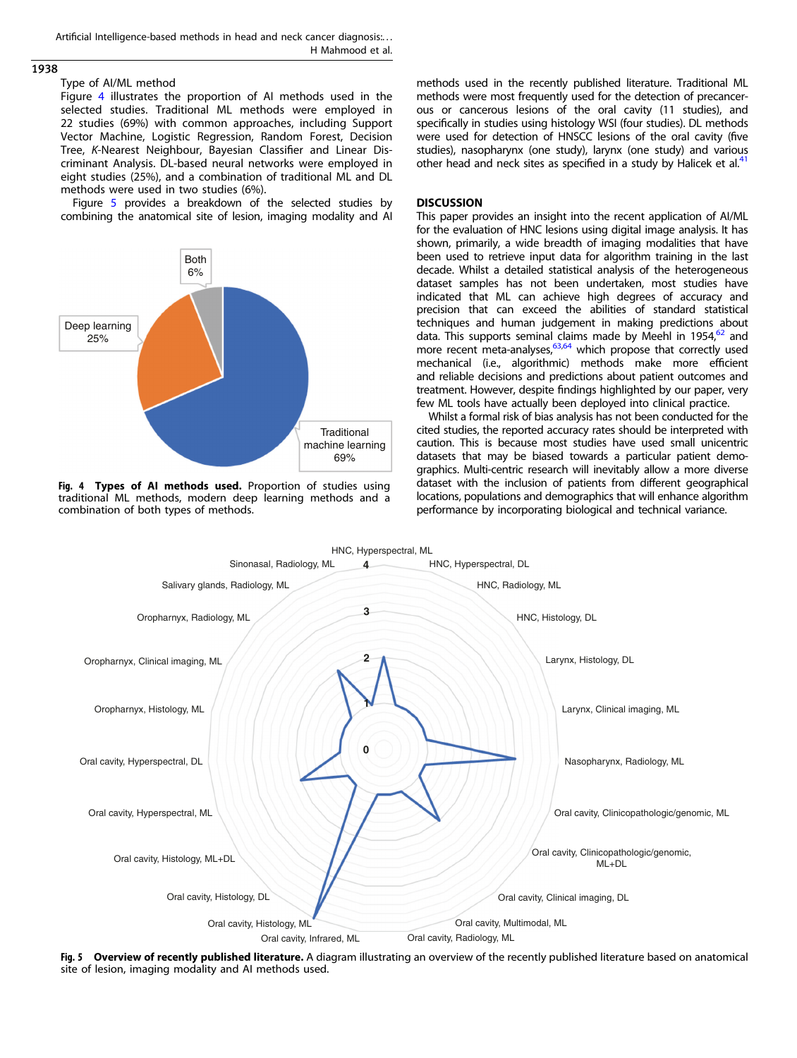Type of AI/ML method

Figure 4 illustrates the proportion of AI methods used in the selected studies. Traditional ML methods were employed in 22 studies (69%) with common approaches, including Support Vector Machine, Logistic Regression, Random Forest, Decision Tree, *K*-Nearest Neighbour, Bayesian Classifier and Linear Discriminant Analysis. DL-based neural networks were employed in eight studies (25%), and a combination of traditional ML and DL methods were used in two studies (6%).

Figure 5 provides a breakdown of the selected studies by combining the anatomical site of lesion, imaging modality and AI methods used in the recently published literature. Traditional ML methods were most frequently used for the detection of precancerous or cancerous lesions of the oral cavity (11 studies), and specifically in studies using histology WSI (four studies). DL methods were used for detection of HNSCC lesions of the oral cavity (five studies), nasopharynx (one study), larynx (one study) and various other head and neck sites as specified in a study by Halicek et al.[41]

**Fig. 4 Types of AI methods used.** Proportion of studies using traditional ML methods, modern deep learning methods and a combination of both types of methods.

## DISCUSSION

This paper provides an insight into the recent application of AI/ML for the evaluation of HNC lesions using digital image analysis. It has shown, primarily, a wide breadth of imaging modalities that have been used to retrieve input data for algorithm training in the last decade. Whilst a detailed statistical analysis of the heterogeneous dataset samples has not been undertaken, most studies have indicated that ML can achieve high degrees of accuracy and precision that can exceed the abilities of standard statistical techniques and human judgement in making predictions about data. This supports seminal claims made by Meehl in 1954,[62] and more recent meta-analyses,[63,64] which propose that correctly used mechanical (i.e., algorithmic) methods make more efficient and reliable decisions and predictions about patient outcomes and treatment. However, despite findings highlighted by our paper, very few ML tools have actually been deployed into clinical practice.

Whilst a formal risk of bias analysis has not been conducted for the cited studies, the reported accuracy rates should be interpreted with caution. This is because most studies have used small unicentric datasets that may be biased towards a particular patient demographics. Multi-centric research will inevitably allow a more diverse dataset with the inclusion of patients from different geographical locations, populations and demographics that will enhance algorithm performance by incorporating biological and technical variance.

**Fig. 5 Overview of recently published literature.** A diagram illustrating an overview of the recently published literature based on anatomical site of lesion, imaging modality and AI methods used.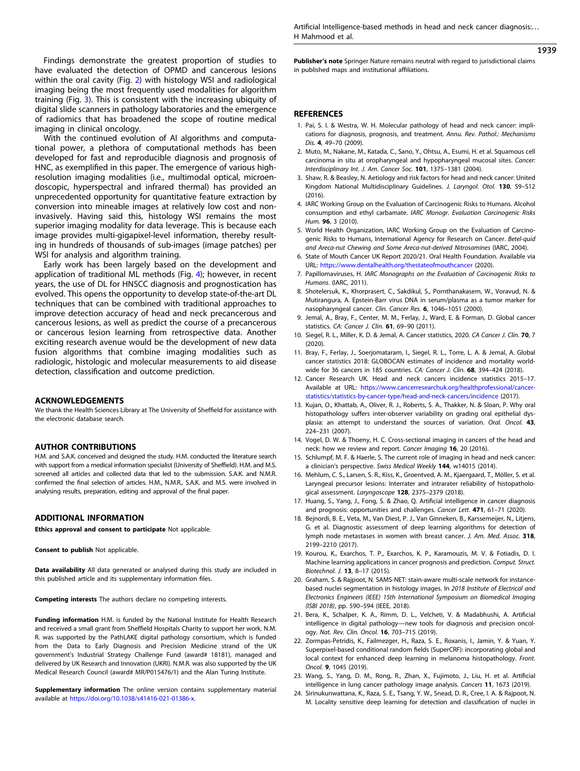Findings demonstrate the greatest proportion of studies to have evaluated the detection of OPMD and cancerous lesions within the oral cavity (Fig. 2) with histology WSI and radiological imaging being the most frequently used modalities for algorithm training (Fig. 3). This is consistent with the increasing ubiquity of digital slide scanners in pathology laboratories and the emergence of radiomics that has broadened the scope of routine medical imaging in clinical oncology.

With the continued evolution of AI algorithms and computational power, a plethora of computational methods has been developed for fast and reproducible diagnosis and prognosis of HNC, as exemplified in this paper. The emergence of various high-resolution imaging modalities (i.e., multimodal optical, microendoscopic, hyperspectral and infrared thermal) has provided an unprecedented opportunity for quantitative feature extraction by conversion into mineable images at relatively low cost and non-invasively. Having said this, histology WSI remains the most superior imaging modality for data leverage. This is because each image provides multi-gigapixel-level information, thereby resulting in hundreds of thousands of sub-images (image patches) per WSI for analysis and algorithm training.

Early work has been largely based on the development and application of traditional ML methods (Fig. 4); however, in recent years, the use of DL for HNSCC diagnosis and prognostication has evolved. This opens the opportunity to develop state-of-the-art DL techniques that can be combined with traditional approaches to improve detection accuracy of head and neck precancerous and cancerous lesions, as well as predict the course of a precancerous or cancerous lesion learning from retrospective data. Another exciting research avenue would be the development of new data fusion algorithms that combine imaging modalities such as radiologic, histologic and molecular measurements to aid disease detection, classification and outcome prediction.

## ACKNOWLEDGEMENTS

We thank the Health Sciences Library at The University of Sheffield for assistance with the electronic database search.

## AUTHOR CONTRIBUTIONS

H.M. and S.A.K. conceived and designed the study. H.M. conducted the literature search with support from a medical information specialist (University of Sheffield). H.M. and M.S. screened all articles and collected data that led to the submission. S.A.K. and N.M.R. confirmed the final selection of articles. H.M., N.M.R., S.A.K. and M.S. were involved in analysing results, preparation, editing and approval of the final paper.

## ADDITIONAL INFORMATION

**Ethics approval and consent to participate** Not applicable.

**Consent to publish** Not applicable.

**Data availability** All data generated or analysed during this study are included in this published article and its supplementary information files.

**Competing interests** The authors declare no competing interests.

**Funding information** H.M. is funded by the National Institute for Health Research and received a small grant from Sheffield Hospitals Charity to support her work. N.M. R. was supported by the PathLAKE digital pathology consortium, which is funded from the Data to Early Diagnosis and Precision Medicine strand of the UK government's Industrial Strategy Challenge Fund (award# 18181), managed and delivered by UK Research and Innovation (UKRI). N.M.R. was also supported by the UK Medical Research Council (award# MR/P015476/1) and the Alan Turing Institute.

**Supplementary information** The online version contains supplementary material available at https://doi.org/10.1038/s41416-021-01386-x.

**Publisher's note** Springer Nature remains neutral with regard to jurisdictional claims in published maps and institutional affiliations.

## REFERENCES

1. Pai, S. I. & Westra, W. H. Molecular pathology of head and neck cancer: implications for diagnosis, prognosis, and treatment. *Annu. Rev. Pathol.: Mechanisms Dis.* **4**, 49–70 (2009).
2. Muto, M., Nakane, M., Katada, C., Sano, Y., Ohtsu, A., Esumi, H. et al. Squamous cell carcinoma in situ at oropharyngeal and hypopharyngeal mucosal sites. *Cancer: Interdisciplinary Int. J. Am. Cancer Soc.* **101**, 1375–1381 (2004).
3. Shaw, R. & Beasley, N. Aetiology and risk factors for head and neck cancer: United Kingdom National Multidisciplinary Guidelines. *J. Laryngol. Otol.* **130**, S9–S12 (2016).
4. IARC Working Group on the Evaluation of Carcinogenic Risks to Humans. Alcohol consumption and ethyl carbamate. *IARC Monogr. Evaluation Carcinogenic Risks Hum.* **96**, 3 (2010).
5. World Health Organization, IARC Working Group on the Evaluation of Carcinogenic Risks to Humans, International Agency for Research on Cancer. *Betel-quid and Areca-nut Chewing and Some Areca-nut-derived Nitrosamines* (IARC, 2004).
6. State of Mouth Cancer UK Report 2020/21. Oral Health Foundation. Available via URL: https://www.dentalhealth.org/thestateofmouthcancer (2020).
7. Papillomaviruses, H. *IARC Monographs on the Evaluation of Carcinogenic Risks to Humans*. (IARC, 2011).
8. Shotelersuk, K., Khorprasert, C., Sakdikul, S., Pornthanakasem, W., Voravud, N. & Mutirangura, A. Epstein-Barr virus DNA in serum/plasma as a tumor marker for nasopharyngeal cancer. *Clin. Cancer Res.* **6**, 1046–1051 (2000).
9. Jemal, A., Bray, F., Center, M. M., Ferlay, J., Ward, E. & Forman, D. Global cancer statistics. *CA: Cancer J. Clin.* **61**, 69–90 (2011).
10. Siegel, R. L., Miller, K. D. & Jemal, A. Cancer statistics, 2020. *CA Cancer J. Clin.* **70**, 7 (2020).
11. Bray, F., Ferlay, J., Soerjomataram, I., Siegel, R. L., Torre, L. A. & Jemal, A. Global cancer statistics 2018: GLOBOCAN estimates of incidence and mortality worldwide for 36 cancers in 185 countries. *CA: Cancer J. Clin.* **68**, 394–424 (2018).
12. Cancer Research UK. Head and neck cancers incidence statistics 2015–17. Available at URL: https://www.cancerresearchuk.org/healthprofessional/cancer-statistics/statistics-by-cancer-type/head-and-neck-cancers/incidence (2017).
13. Kujan, O., Khattab, A., Oliver, R. J., Roberts, S. A., Thakker, N. & Sloan, P. Why oral histopathology suffers inter-observer variability on grading oral epithelial dysplasia: an attempt to understand the sources of variation. *Oral. Oncol.* **43**, 224–231 (2007).
14. Vogel, D. W. & Thoeny, H. C. Cross-sectional imaging in cancers of the head and neck: how we review and report. *Cancer Imaging* **16**, 20 (2016).
15. Schlumpf, M. F. & Haerle, S. The current role of imaging in head and neck cancer: a clinician's perspective. *Swiss Medical Weekly* **144**, w14015 (2014).
16. Mehlum, C. S., Larsen, S. R., Kiss, K., Groentved, A. M., Kjaergaard, T., Möller, S. et al. Laryngeal precursor lesions: Interrater and intrarater reliability of histopathological assessment. *Laryngoscope* **128**, 2375–2379 (2018).
17. Huang, S., Yang, J., Fong, S. & Zhao, Q. Artificial intelligence in cancer diagnosis and prognosis: opportunities and challenges. *Cancer Lett.* **471**, 61–71 (2020).
18. Bejnordi, B. E., Veta, M., Van Diest, P. J., Van Ginneken, B., Karssemeijer, N., Litjens, G. et al. Diagnostic assessment of deep learning algorithms for detection of lymph node metastases in women with breast cancer. *J. Am. Med. Assoc.* **318**, 2199–2210 (2017).
19. Kourou, K., Exarchos, T. P., Exarchos, K. P., Karamouzis, M. V. & Fotiadis, D. I. Machine learning applications in cancer prognosis and prediction. *Comput. Struct. Biotechnol. J.* **13**, 8–17 (2015).
20. Graham, S. & Rajpoot, N. SAMS-NET: stain-aware multi-scale network for instance-based nuclei segmentation in histology images. In *2018 Institute of Electrical and Electronics Engineers (IEEE) 15th International Symposium on Biomedical Imaging (ISBI 2018)*, pp. 590–594 (IEEE, 2018).
21. Bera, K., Schalper, K. A., Rimm, D. L., Velcheti, V. & Madabhushi, A. Artificial intelligence in digital pathology—new tools for diagnosis and precision oncology. *Nat. Rev. Clin. Oncol.* **16**, 703–715 (2019).
22. Zormpas-Petridis, K., Failmezger, H., Raza, S. E., Roxanis, I., Jamin, Y. & Yuan, Y. Superpixel-based conditional random fields (SuperCRF): incorporating global and local context for enhanced deep learning in melanoma histopathology. *Front. Oncol.* **9**, 1045 (2019).
23. Wang, S., Yang, D. M., Rong, R., Zhan, X., Fujimoto, J., Liu, H. et al. Artificial intelligence in lung cancer pathology image analysis. *Cancers* **11**, 1673 (2019).
24. Sirinukunwattana, K., Raza, S. E., Tsang, Y. W., Snead, D. R., Cree, I. A. & Rajpoot, N. M. Locality sensitive deep learning for detection and classification of nuclei in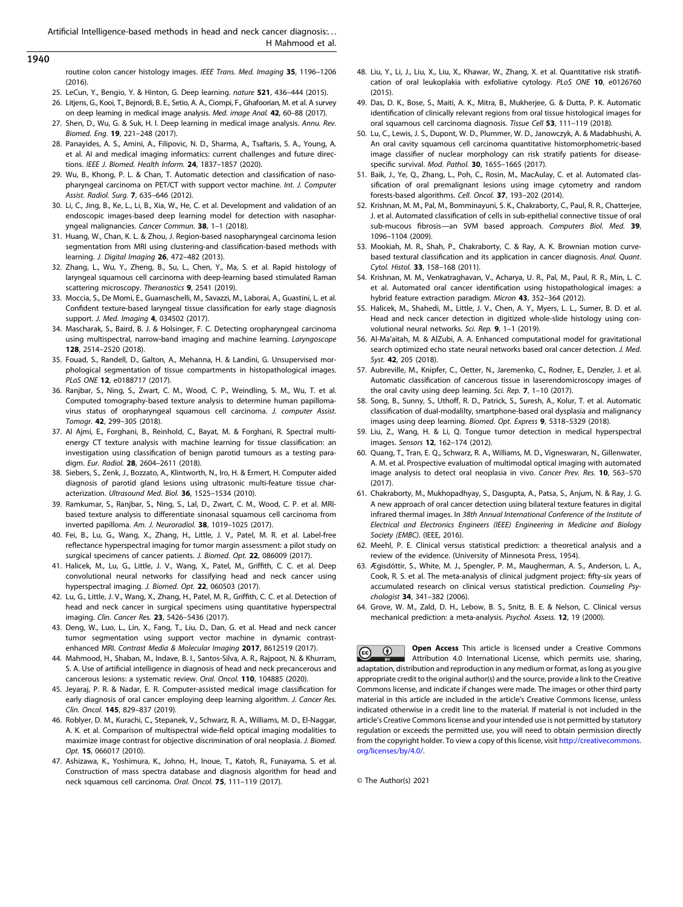routine colon cancer histology images. *IEEE Trans. Med. Imaging* **35**, 1196–1206 (2016).

25. LeCun, Y., Bengio, Y. & Hinton, G. Deep learning. *nature* **521**, 436–444 (2015).
26. Litjens, G., Kooi, T., Bejnordi, B. E., Setio, A. A., Ciompi, F., Ghafoorian, M. et al. A survey on deep learning in medical image analysis. *Med. image Anal.* **42**, 60–88 (2017).
27. Shen, D., Wu, G. & Suk, H. I. Deep learning in medical image analysis. *Annu. Rev. Biomed. Eng.* **19**, 221–248 (2017).
28. Panayides, A. S., Amini, A., Filipovic, N. D., Sharma, A., Tsaftaris, S. A., Young, A. et al. AI and medical imaging informatics: current challenges and future directions. *IEEE J. Biomed. Health Inform.* **24**, 1837–1857 (2020).
29. Wu, B., Khong, P. L. & Chan, T. Automatic detection and classification of nasopharyngeal carcinoma on PET/CT with support vector machine. *Int. J. Computer Assist. Radiol. Surg.* **7**, 635–646 (2012).
30. Li, C., Jing, B., Ke, L., Li, B., Xia, W., He, C. et al. Development and validation of an endoscopic images-based deep learning model for detection with nasopharyngeal malignancies. *Cancer Commun.* **38**, 1–1 (2018).
31. Huang, W., Chan, K. L. & Zhou, J. Region-based nasopharyngeal carcinoma lesion segmentation from MRI using clustering-and classification-based methods with learning. *J. Digital Imaging* **26**, 472–482 (2013).
32. Zhang, L., Wu, Y., Zheng, B., Su, L., Chen, Y., Ma, S. et al. Rapid histology of laryngeal squamous cell carcinoma with deep-learning based stimulated Raman scattering microscopy. *Theranostics* **9**, 2541 (2019).
33. Moccia, S., De Momi, E., Guarnaschelli, M., Savazzi, M., Laborai, A., Guastini, L. et al. Confident texture-based laryngeal tissue classification for early stage diagnosis support. *J. Med. Imaging* **4**, 034502 (2017).
34. Mascharak, S., Baird, B. J. & Holsinger, F. C. Detecting oropharyngeal carcinoma using multispectral, narrow-band imaging and machine learning. *Laryngoscope* **128**, 2514–2520 (2018).
35. Fouad, S., Randell, D., Galton, A., Mehanna, H. & Landini, G. Unsupervised morphological segmentation of tissue compartments in histopathological images. *PLoS ONE* **12**, e0188717 (2017).
36. Ranjbar, S., Ning, S., Zwart, C. M., Wood, C. P., Weindling, S. M., Wu, T. et al. Computed tomography-based texture analysis to determine human papillomavirus status of oropharyngeal squamous cell carcinoma. *J. computer Assist. Tomogr.* **42**, 299–305 (2018).
37. Al Ajmi, E., Forghani, B., Reinhold, C., Bayat, M. & Forghani, R. Spectral multi-energy CT texture analysis with machine learning for tissue classification: an investigation using classification of benign parotid tumours as a testing paradigm. *Eur. Radiol.* **28**, 2604–2611 (2018).
38. Siebers, S., Zenk, J., Bozzato, A., Klintworth, N., Iro, H. & Ermert, H. Computer aided diagnosis of parotid gland lesions using ultrasonic multi-feature tissue characterization. *Ultrasound Med. Biol.* **36**, 1525–1534 (2010).
39. Ramkumar, S., Ranjbar, S., Ning, S., Lal, D., Zwart, C. M., Wood, C. P. et al. MRI-based texture analysis to differentiate sinonasal squamous cell carcinoma from inverted papilloma. *Am. J. Neuroradiol.* **38**, 1019–1025 (2017).
40. Fei, B., Lu, G., Wang, X., Zhang, H., Little, J. V., Patel, M. R. et al. Label-free reflectance hyperspectral imaging for tumor margin assessment: a pilot study on surgical specimens of cancer patients. *J. Biomed. Opt.* **22**, 086009 (2017).
41. Halicek, M., Lu, G., Little, J. V., Wang, X., Patel, M., Griffith, C. C. et al. Deep convolutional neural networks for classifying head and neck cancer using hyperspectral imaging. *J. Biomed. Opt.* **22**, 060503 (2017).
42. Lu, G., Little, J. V., Wang, X., Zhang, H., Patel, M. R., Griffith, C. C. et al. Detection of head and neck cancer in surgical specimens using quantitative hyperspectral imaging. *Clin. Cancer Res.* **23**, 5426–5436 (2017).
43. Deng, W., Luo, L., Lin, X., Fang, T., Liu, D., Dan, G. et al. Head and neck cancer tumor segmentation using support vector machine in dynamic contrast-enhanced MRI. *Contrast Media & Molecular Imaging* **2017**, 8612519 (2017).
44. Mahmood, H., Shaban, M., Indave, B. I., Santos-Silva, A. R., Rajpoot, N. & Khurram, S. A. Use of artificial intelligence in diagnosis of head and neck precancerous and cancerous lesions: a systematic review. *Oral. Oncol.* **110**, 104885 (2020).
45. Jeyaraj, P. R. & Nadar, E. R. Computer-assisted medical image classification for early diagnosis of oral cancer employing deep learning algorithm. *J. Cancer Res. Clin. Oncol.* **145**, 829–837 (2019).
46. Roblyer, D. M., Kurachi, C., Stepanek, V., Schwarz, R. A., Williams, M. D., El-Naggar, A. K. et al. Comparison of multispectral wide-field optical imaging modalities to maximize image contrast for objective discrimination of oral neoplasia. *J. Biomed. Opt.* **15**, 066017 (2010).
47. Ashizawa, K., Yoshimura, K., Johno, H., Inoue, T., Katoh, R., Funayama, S. et al. Construction of mass spectra database and diagnosis algorithm for head and neck squamous cell carcinoma. *Oral. Oncol.* **75**, 111–119 (2017).
48. Liu, Y., Li, J., Liu, X., Liu, X., Khawar, W., Zhang, X. et al. Quantitative risk stratification of oral leukoplakia with exfoliative cytology. *PLoS ONE* **10**, e0126760 (2015).
49. Das, D. K., Bose, S., Maiti, A. K., Mitra, B., Mukherjee, G. & Dutta, P. K. Automatic identification of clinically relevant regions from oral tissue histological images for oral squamous cell carcinoma diagnosis. *Tissue Cell* **53**, 111–119 (2018).
50. Lu, C., Lewis, J. S., Dupont, W. D., Plummer, W. D., Janowczyk, A. & Madabhushi, A. An oral cavity squamous cell carcinoma quantitative histomorphometric-based image classifier of nuclear morphology can risk stratify patients for disease-specific survival. *Mod. Pathol.* **30**, 1655–1665 (2017).
51. Baik, J., Ye, Q., Zhang, L., Poh, C., Rosin, M., MacAulay, C. et al. Automated classification of oral premalignant lesions using image cytometry and random forests-based algorithms. *Cell. Oncol.* **37**, 193–202 (2014).
52. Krishnan, M. M., Pal, M., Bomminayuni, S. K., Chakraborty, C., Paul, R. R., Chatterjee, J. et al. Automated classification of cells in sub-epithelial connective tissue of oral sub-mucous fibrosis—an SVM based approach. *Computers Biol. Med.* **39**, 1096–1104 (2009).
53. Mookiah, M. R., Shah, P., Chakraborty, C. & Ray, A. K. Brownian motion curve-based textural classification and its application in cancer diagnosis. *Anal. Quant. Cytol. Histol.* **33**, 158–168 (2011).
54. Krishnan, M. M., Venkatraghavan, V., Acharya, U. R., Pal, M., Paul, R. R., Min, L. C. et al. Automated oral cancer identification using histopathological images: a hybrid feature extraction paradigm. *Micron* **43**, 352–364 (2012).
55. Halicek, M., Shahedi, M., Little, J. V., Chen, A. Y., Myers, L. L., Sumer, B. D. et al. Head and neck cancer detection in digitized whole-slide histology using convolutional neural networks. *Sci. Rep.* **9**, 1–1 (2019).
56. Al-Ma'aitah, M. & AlZubi, A. A. Enhanced computational model for gravitational search optimized echo state neural networks based oral cancer detection. *J. Med. Syst.* **42**, 205 (2018).
57. Aubreville, M., Knipfer, C., Oetter, N., Jaremenko, C., Rodner, E., Denzler, J. et al. Automatic classification of cancerous tissue in laserendomicroscopy images of the oral cavity using deep learning. *Sci. Rep.* **7**, 1–10 (2017).
58. Song, B., Sunny, S., Uthoff, R. D., Patrick, S., Suresh, A., Kolur, T. et al. Automatic classification of dual-modality, smartphone-based oral dysplasia and malignancy images using deep learning. *Biomed. Opt. Express* **9**, 5318–5329 (2018).
59. Liu, Z., Wang, H. & Li, Q. Tongue tumor detection in medical hyperspectral images. *Sensors* **12**, 162–174 (2012).
60. Quang, T., Tran, E. Q., Schwarz, R. A., Williams, M. D., Vigneswaran, N., Gillenwater, A. M. et al. Prospective evaluation of multimodal optical imaging with automated image analysis to detect oral neoplasia in vivo. *Cancer Prev. Res.* **10**, 563–570 (2017).
61. Chakraborty, M., Mukhopadhyay, S., Dasgupta, A., Patsa, S., Anjum, N. & Ray, J. G. A new approach of oral cancer detection using bilateral texture features in digital infrared thermal images. In *38th Annual International Conference of the Institute of Electrical and Electronics Engineers (IEEE) Engineering in Medicine and Biology Society (EMBC)*. (IEEE, 2016).
62. Meehl, P. E. Clinical versus statistical prediction: a theoretical analysis and a review of the evidence. (University of Minnesota Press, 1954).
63. Ægisdóttir, S., White, M. J., Spengler, P. M., Maugherman, A. S., Anderson, L. A., Cook, R. S. et al. The meta-analysis of clinical judgment project: fifty-six years of accumulated research on clinical versus statistical prediction. *Counseling Psychologist* **34**, 341–382 (2006).
64. Grove, W. M., Zald, D. H., Lebow, B. S., Snitz, B. E. & Nelson, C. Clinical versus mechanical prediction: a meta-analysis. *Psychol. Assess.* **12**, 19 (2000).

**Open Access** This article is licensed under a Creative Commons Attribution 4.0 International License, which permits use, sharing, adaptation, distribution and reproduction in any medium or format, as long as you give appropriate credit to the original author(s) and the source, provide a link to the Creative Commons license, and indicate if changes were made. The images or other third party material in this article are included in the article's Creative Commons license, unless indicated otherwise in a credit line to the material. If material is not included in the article's Creative Commons license and your intended use is not permitted by statutory regulation or exceeds the permitted use, you will need to obtain permission directly from the copyright holder. To view a copy of this license, visit http://creativecommons.org/licenses/by/4.0/.

© The Author(s) 2021